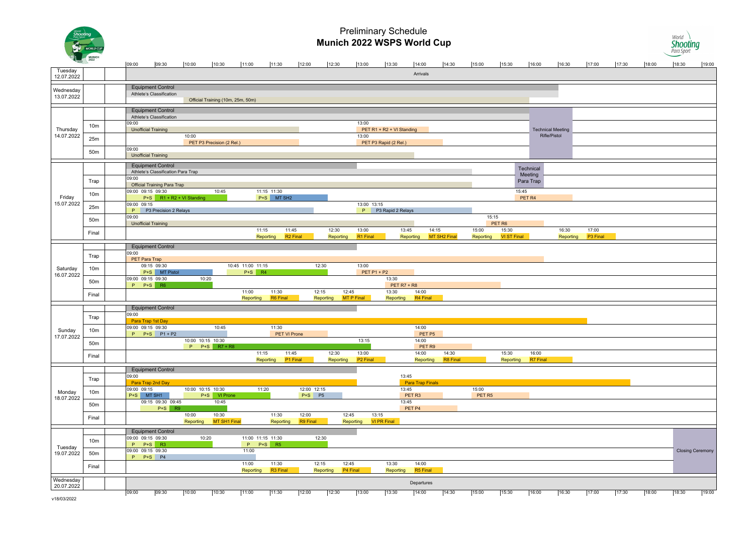# Preliminary Schedule
## Munich 2022 WSPS World Cup

| Day | Range | Schedule |
|---|---|---|
| Tuesday 12.07.2022 | | Arrivals |
| Wednesday 13.07.2022 | | Equipment Control; Athlete's Classification; Official Training (10m, 25m, 50m) |
| Thursday 14.07.2022 | | Equipment Control; Athlete's Classification; Technical Meeting Rifle/Pistol (16:00) |
| | 10m | 09:00 Unofficial Training; 13:00 PET R1 + R2 + VI Standing |
| | 25m | 10:00 PET P3 Precision (2 Rel.); 13:00 PET P3 Rapid (2 Rel.) |
| | 50m | 09:00 Unofficial Training |
| Friday 15.07.2022 | | Equipment Control; Athlete's Classification Para Trap; Technical Meeting Para Trap |
| | Trap | 09:00 Official Training Para Trap |
| | 10m | 09:00; 09:15 P+S; 09:30 R1 + R2 + VI Standing; 10:45; 11:15 P+S; 11:30 MT SH2; 15:45 PET R4 |
| | 25m | 09:00 P; 09:15 P3 Precision 2 Relays; 13:00 P; 13:15 P3 Rapid 2 Relays |
| | 50m | 09:00 Unofficial Training; 15:15 PET R6 |
| | Final | 11:15 Reporting; 11:45 R2 Final; 12:30 Reporting; 13:00 R1 Final; 13:45 Reporting; 14:15 MT SH2 Final; 15:00 Reporting; 15:30 VI ST Final; 16:30 Reporting; 17:00 P3 Final |
| Saturday 16.07.2022 | | Equipment Control |
| | Trap | 09:00 PET Para Trap |
| | 10m | 09:15 P+S; 09:30 MT Pistol; 10:45; 11:00 P+S; 11:15 R4; 12:30; 13:00 PET P1 + P2 |
| | 50m | 09:00 P; 09:15 P+S; 09:30 R6; 10:20; 13:30 PET R7 + R8 |
| | Final | 11:00 Reporting; 11:30 R6 Final; 12:15 Reporting; 12:45 MT P Final; 13:30 Reporting; 14:00 R4 Final |
| Sunday 17.07.2022 | | Equipment Control |
| | Trap | 09:00 Para Trap 1st Day |
| | 10m | 09:00 P; 09:15 P+S; 09:30 P1 + P2; 10:45; 11:30 PET VI Prone; 14:00 PET P5 |
| | 50m | 10:00 P; 10:15 P+S; 10:30 R7 + R8; 13:15; 14:00 PET R9 |
| | Final | 11:15 Reporting; 11:45 P1 Final; 12:30 Reporting; 13:00 P2 Final; 14:00 Reporting; 14:30 R8 Final; 15:30 Reporting; 16:00 R7 Final |
| Monday 18.07.2022 | | Equipment Control |
| | Trap | 09:00 Para Trap 2nd Day; 13:45 Para Trap Finals |
| | 10m | 09:00 P+S; 09:15 MT SH1; 10:00; 10:15 P+S; 10:30 VI Prone; 11:20; 12:00 P+S; 12:15 P5; 13:45 PET R3; 15:00 PET R5 |
| | 50m | 09:15; 09:30 P+S; 09:45 R9; 10:45; 13:45 PET P4 |
| | Final | 10:00 Reporting; 10:30 MT SH1 Final; 11:30 Reporting; 12:00 R9 Final; 12:45 Reporting; 13:15 VI PR Final |
| Tuesday 19.07.2022 | | Equipment Control; Closing Ceremony (18:30) |
| | 10m | 09:00 P; 09:15 P+S; 09:30 R3; 10:20; 11:00 P; 11:15 P+S; 11:30 R5; 12:30 |
| | 50m | 09:00 P; 09:15 P+S; 09:30 P4; 11:00 |
| | Final | 11:00 Reporting; 11:30 R3 Final; 12:15 Reporting; 12:45 P4 Final; 13:30 Reporting; 14:00 R5 Final |
| Wednesday 20.07.2022 | | Departures |

v18/03/2022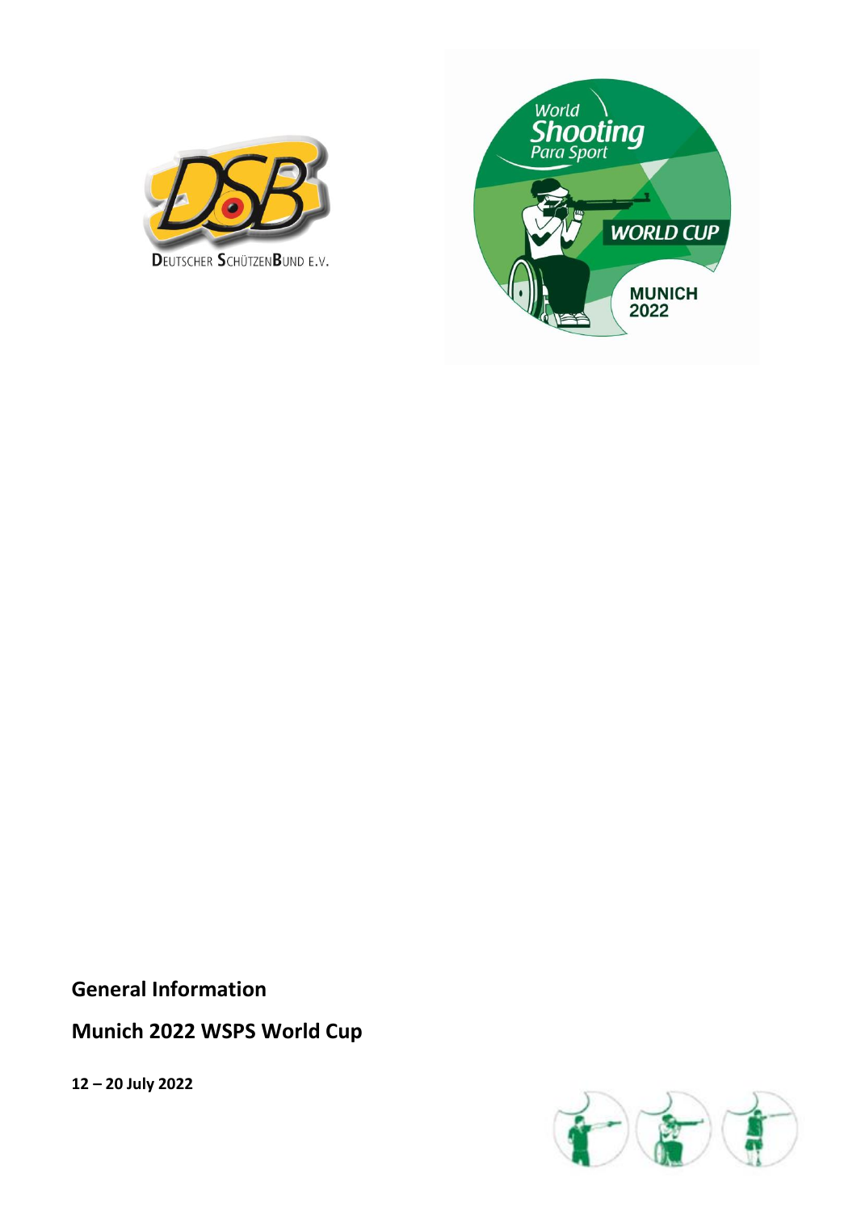**General Information**

**Munich 2022 WSPS World Cup**

**12 – 20 July 2022**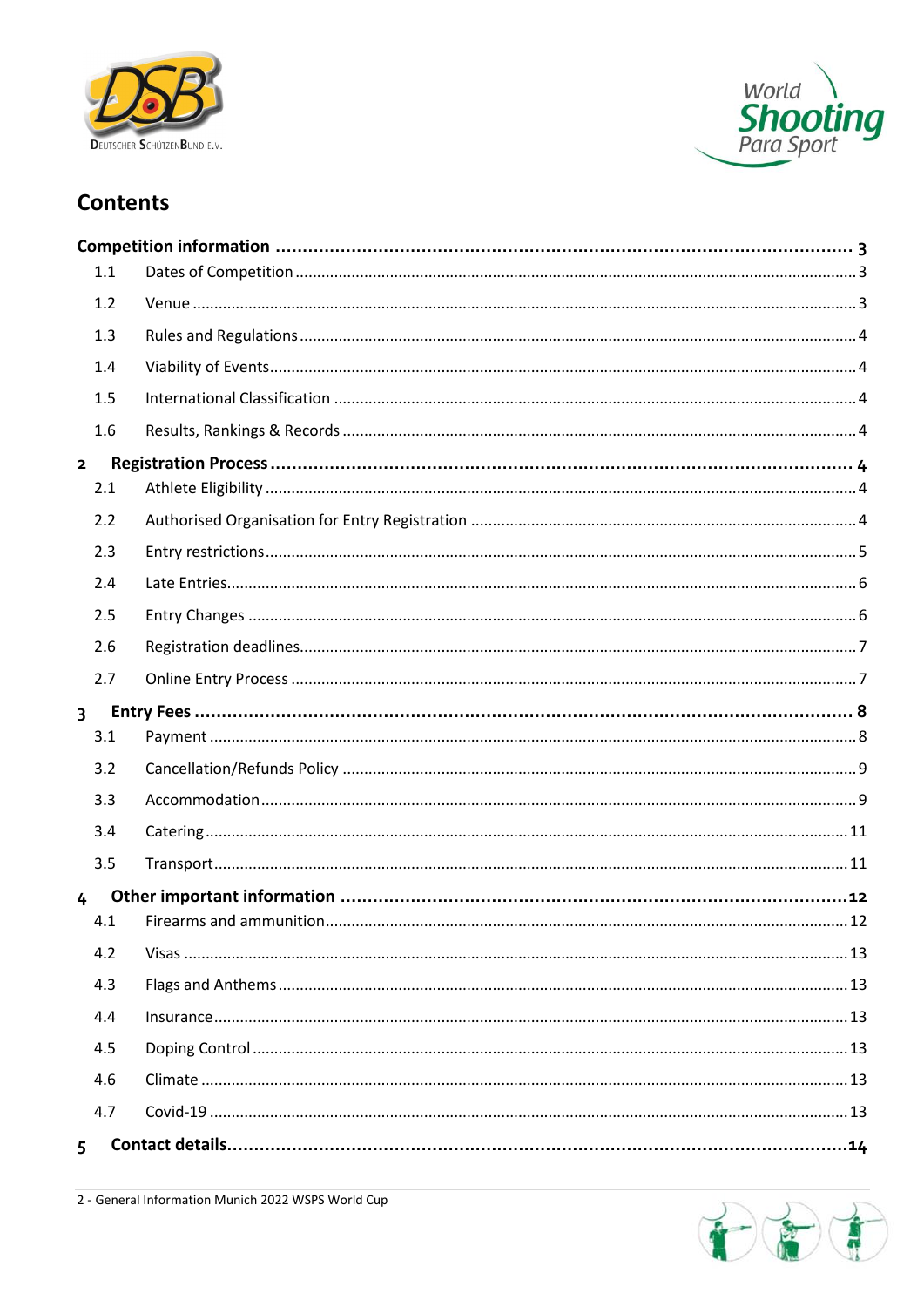# Contents

| | | |
|---|---|---|
| **Competition information** | | **3** |
| 1.1 | Dates of Competition | 3 |
| 1.2 | Venue | 3 |
| 1.3 | Rules and Regulations | 4 |
| 1.4 | Viability of Events | 4 |
| 1.5 | International Classification | 4 |
| 1.6 | Results, Rankings & Records | 4 |
| **2** | **Registration Process** | **4** |
| 2.1 | Athlete Eligibility | 4 |
| 2.2 | Authorised Organisation for Entry Registration | 4 |
| 2.3 | Entry restrictions | 5 |
| 2.4 | Late Entries | 6 |
| 2.5 | Entry Changes | 6 |
| 2.6 | Registration deadlines | 7 |
| 2.7 | Online Entry Process | 7 |
| **3** | **Entry Fees** | **8** |
| 3.1 | Payment | 8 |
| 3.2 | Cancellation/Refunds Policy | 9 |
| 3.3 | Accommodation | 9 |
| 3.4 | Catering | 11 |
| 3.5 | Transport | 11 |
| **4** | **Other important information** | **12** |
| 4.1 | Firearms and ammunition | 12 |
| 4.2 | Visas | 13 |
| 4.3 | Flags and Anthems | 13 |
| 4.4 | Insurance | 13 |
| 4.5 | Doping Control | 13 |
| 4.6 | Climate | 13 |
| 4.7 | Covid-19 | 13 |
| **5** | **Contact details** | **14** |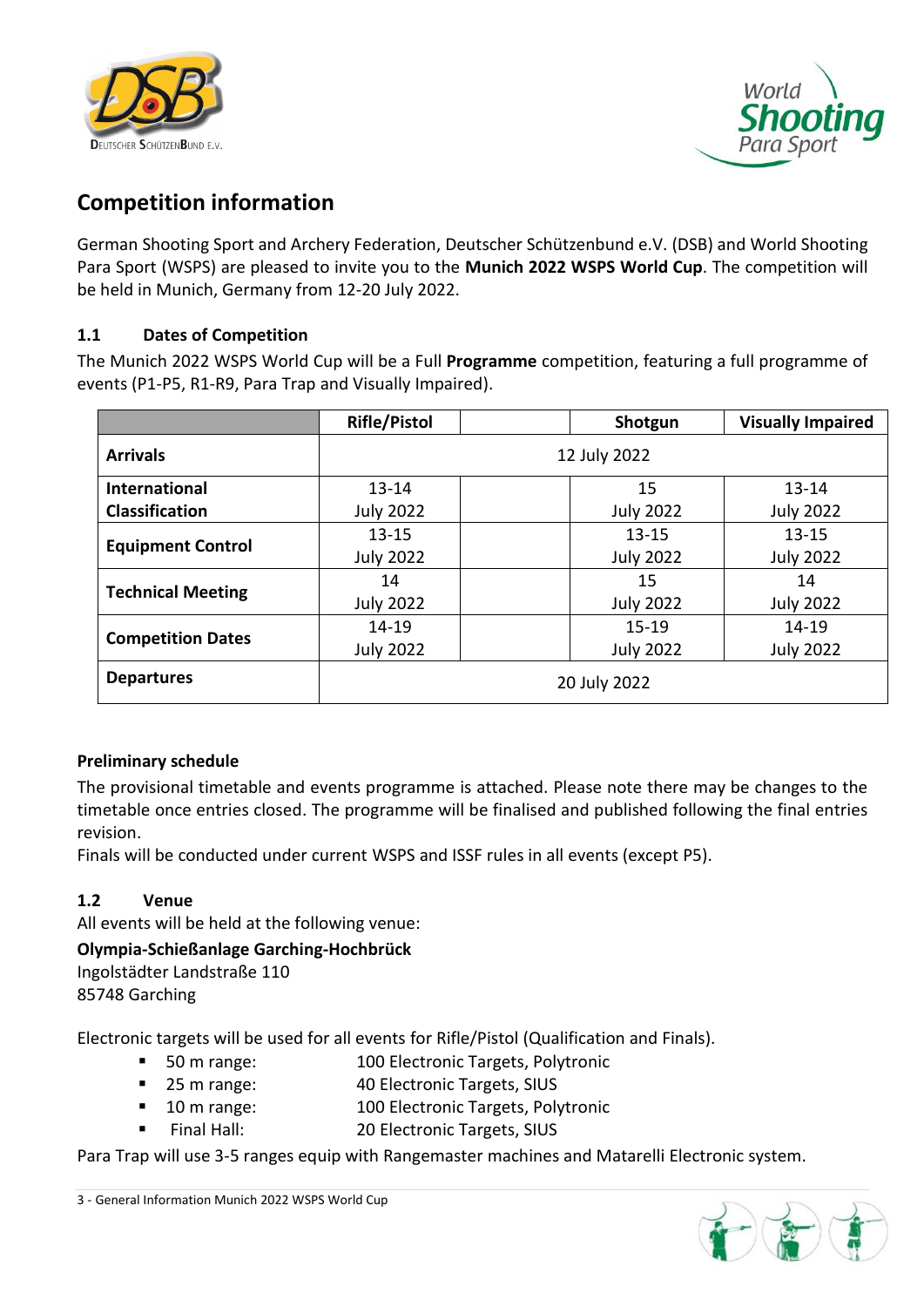## Competition information

German Shooting Sport and Archery Federation, Deutscher Schützenbund e.V. (DSB) and World Shooting Para Sport (WSPS) are pleased to invite you to the **Munich 2022 WSPS World Cup**. The competition will be held in Munich, Germany from 12-20 July 2022.

### 1.1 Dates of Competition

The Munich 2022 WSPS World Cup will be a Full **Programme** competition, featuring a full programme of events (P1-P5, R1-R9, Para Trap and Visually Impaired).

| | Rifle/Pistol | | Shotgun | Visually Impaired |
|---|---|---|---|---|
| **Arrivals** | 12 July 2022 | | | |
| **International Classification** | 13-14 July 2022 | | 15 July 2022 | 13-14 July 2022 |
| **Equipment Control** | 13-15 July 2022 | | 13-15 July 2022 | 13-15 July 2022 |
| **Technical Meeting** | 14 July 2022 | | 15 July 2022 | 14 July 2022 |
| **Competition Dates** | 14-19 July 2022 | | 15-19 July 2022 | 14-19 July 2022 |
| **Departures** | 20 July 2022 | | | |

**Preliminary schedule**

The provisional timetable and events programme is attached. Please note there may be changes to the timetable once entries closed. The programme will be finalised and published following the final entries revision.

Finals will be conducted under current WSPS and ISSF rules in all events (except P5).

### 1.2 Venue

All events will be held at the following venue:

**Olympia-Schießanlage Garching-Hochbrück**
Ingolstädter Landstraße 110
85748 Garching

Electronic targets will be used for all events for Rifle/Pistol (Qualification and Finals).

- 50 m range: 100 Electronic Targets, Polytronic
- 25 m range: 40 Electronic Targets, SIUS
- 10 m range: 100 Electronic Targets, Polytronic
- Final Hall: 20 Electronic Targets, SIUS

Para Trap will use 3-5 ranges equip with Rangemaster machines and Matarelli Electronic system.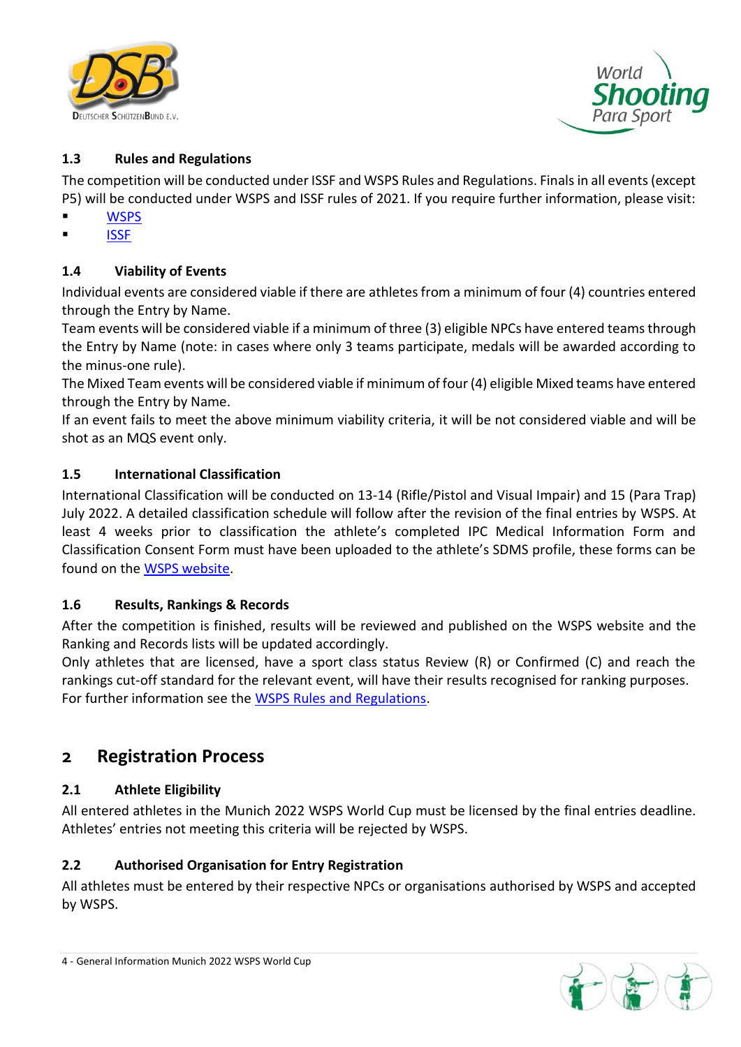### 1.3 Rules and Regulations

The competition will be conducted under ISSF and WSPS Rules and Regulations. Finals in all events (except P5) will be conducted under WSPS and ISSF rules of 2021. If you require further information, please visit:

- WSPS
- ISSF

### 1.4 Viability of Events

Individual events are considered viable if there are athletes from a minimum of four (4) countries entered through the Entry by Name.

Team events will be considered viable if a minimum of three (3) eligible NPCs have entered teams through the Entry by Name (note: in cases where only 3 teams participate, medals will be awarded according to the minus-one rule).

The Mixed Team events will be considered viable if minimum of four (4) eligible Mixed teams have entered through the Entry by Name.

If an event fails to meet the above minimum viability criteria, it will be not considered viable and will be shot as an MQS event only.

### 1.5 International Classification

International Classification will be conducted on 13-14 (Rifle/Pistol and Visual Impair) and 15 (Para Trap) July 2022. A detailed classification schedule will follow after the revision of the final entries by WSPS. At least 4 weeks prior to classification the athlete's completed IPC Medical Information Form and Classification Consent Form must have been uploaded to the athlete's SDMS profile, these forms can be found on the WSPS website.

### 1.6 Results, Rankings & Records

After the competition is finished, results will be reviewed and published on the WSPS website and the Ranking and Records lists will be updated accordingly.

Only athletes that are licensed, have a sport class status Review (R) or Confirmed (C) and reach the rankings cut-off standard for the relevant event, will have their results recognised for ranking purposes. For further information see the WSPS Rules and Regulations.

## 2 Registration Process

### 2.1 Athlete Eligibility

All entered athletes in the Munich 2022 WSPS World Cup must be licensed by the final entries deadline. Athletes' entries not meeting this criteria will be rejected by WSPS.

### 2.2 Authorised Organisation for Entry Registration

All athletes must be entered by their respective NPCs or organisations authorised by WSPS and accepted by WSPS.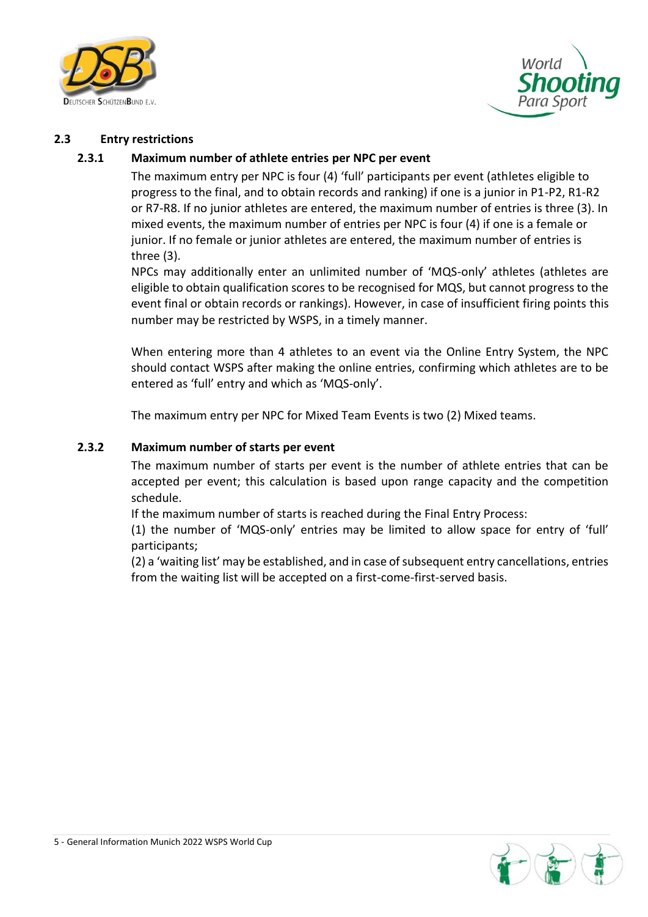## 2.3 Entry restrictions

### 2.3.1 Maximum number of athlete entries per NPC per event

The maximum entry per NPC is four (4) 'full' participants per event (athletes eligible to progress to the final, and to obtain records and ranking) if one is a junior in P1-P2, R1-R2 or R7-R8. If no junior athletes are entered, the maximum number of entries is three (3). In mixed events, the maximum number of entries per NPC is four (4) if one is a female or junior. If no female or junior athletes are entered, the maximum number of entries is three (3).

NPCs may additionally enter an unlimited number of 'MQS-only' athletes (athletes are eligible to obtain qualification scores to be recognised for MQS, but cannot progress to the event final or obtain records or rankings). However, in case of insufficient firing points this number may be restricted by WSPS, in a timely manner.

When entering more than 4 athletes to an event via the Online Entry System, the NPC should contact WSPS after making the online entries, confirming which athletes are to be entered as 'full' entry and which as 'MQS-only'.

The maximum entry per NPC for Mixed Team Events is two (2) Mixed teams.

### 2.3.2 Maximum number of starts per event

The maximum number of starts per event is the number of athlete entries that can be accepted per event; this calculation is based upon range capacity and the competition schedule.

If the maximum number of starts is reached during the Final Entry Process:

(1) the number of 'MQS-only' entries may be limited to allow space for entry of 'full' participants;

(2) a 'waiting list' may be established, and in case of subsequent entry cancellations, entries from the waiting list will be accepted on a first-come-first-served basis.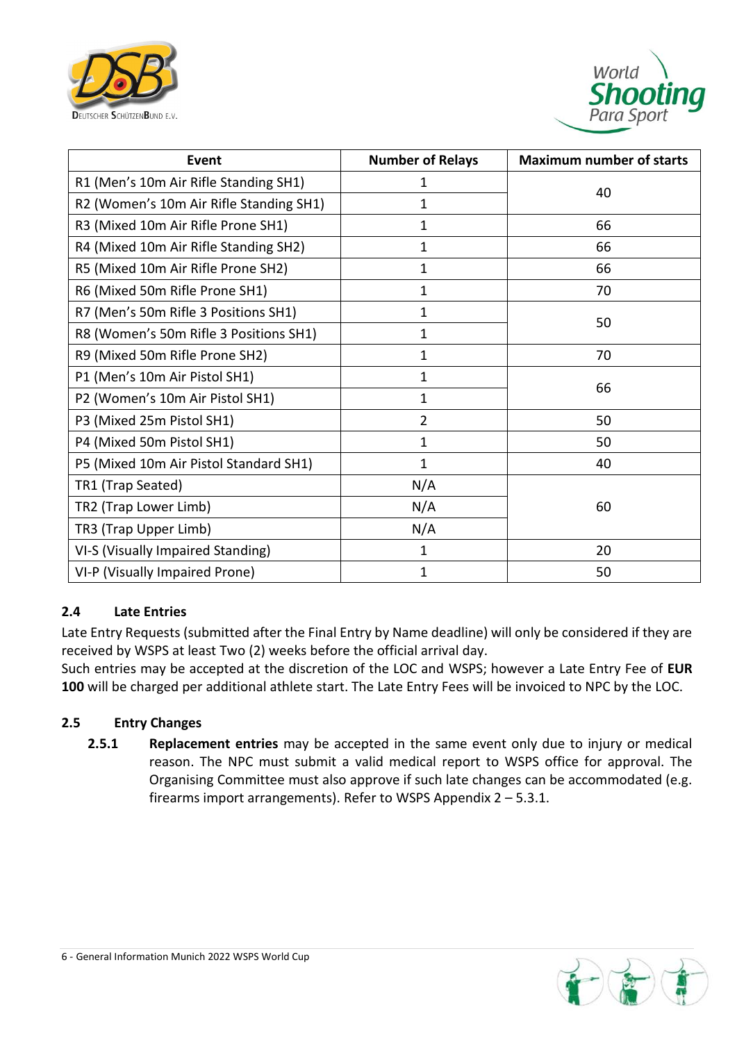| Event | Number of Relays | Maximum number of starts |
|---|---|---|
| R1 (Men's 10m Air Rifle Standing SH1) | 1 | 40 |
| R2 (Women's 10m Air Rifle Standing SH1) | 1 | |
| R3 (Mixed 10m Air Rifle Prone SH1) | 1 | 66 |
| R4 (Mixed 10m Air Rifle Standing SH2) | 1 | 66 |
| R5 (Mixed 10m Air Rifle Prone SH2) | 1 | 66 |
| R6 (Mixed 50m Rifle Prone SH1) | 1 | 70 |
| R7 (Men's 50m Rifle 3 Positions SH1) | 1 | 50 |
| R8 (Women's 50m Rifle 3 Positions SH1) | 1 | |
| R9 (Mixed 50m Rifle Prone SH2) | 1 | 70 |
| P1 (Men's 10m Air Pistol SH1) | 1 | 66 |
| P2 (Women's 10m Air Pistol SH1) | 1 | |
| P3 (Mixed 25m Pistol SH1) | 2 | 50 |
| P4 (Mixed 50m Pistol SH1) | 1 | 50 |
| P5 (Mixed 10m Air Pistol Standard SH1) | 1 | 40 |
| TR1 (Trap Seated) | N/A | 60 |
| TR2 (Trap Lower Limb) | N/A | |
| TR3 (Trap Upper Limb) | N/A | |
| VI-S (Visually Impaired Standing) | 1 | 20 |
| VI-P (Visually Impaired Prone) | 1 | 50 |

### 2.4 Late Entries

Late Entry Requests (submitted after the Final Entry by Name deadline) will only be considered if they are received by WSPS at least Two (2) weeks before the official arrival day.
Such entries may be accepted at the discretion of the LOC and WSPS; however a Late Entry Fee of **EUR 100** will be charged per additional athlete start. The Late Entry Fees will be invoiced to NPC by the LOC.

### 2.5 Entry Changes

**2.5.1** **Replacement entries** may be accepted in the same event only due to injury or medical reason. The NPC must submit a valid medical report to WSPS office for approval. The Organising Committee must also approve if such late changes can be accommodated (e.g. firearms import arrangements). Refer to WSPS Appendix 2 – 5.3.1.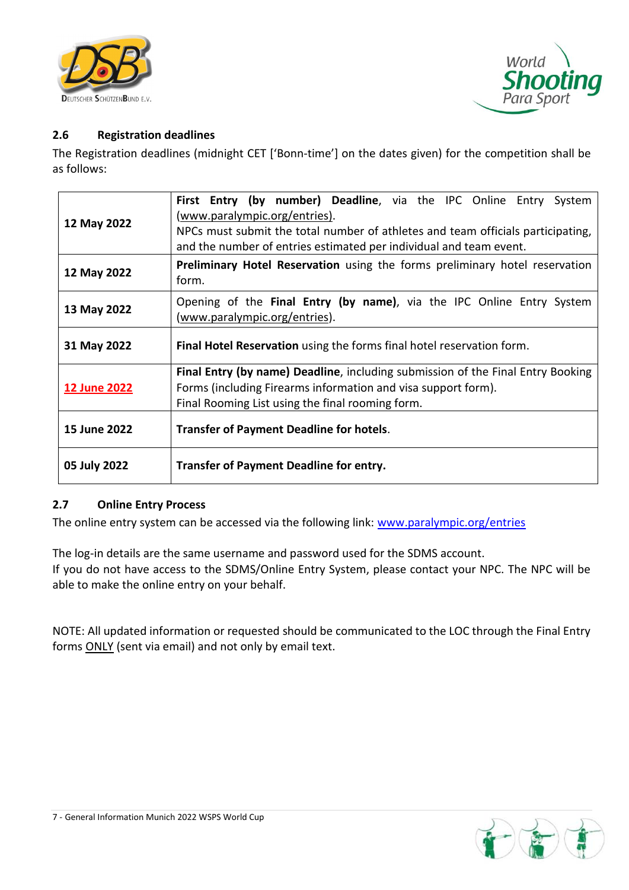## 2.6 Registration deadlines

The Registration deadlines (midnight CET ['Bonn-time'] on the dates given) for the competition shall be as follows:

| | |
|---|---|
| **12 May 2022** | **First Entry (by number) Deadline**, via the IPC Online Entry System (www.paralympic.org/entries).<br>NPCs must submit the total number of athletes and team officials participating, and the number of entries estimated per individual and team event. |
| **12 May 2022** | **Preliminary Hotel Reservation** using the forms preliminary hotel reservation form. |
| **13 May 2022** | Opening of the **Final Entry (by name)**, via the IPC Online Entry System (www.paralympic.org/entries). |
| **31 May 2022** | **Final Hotel Reservation** using the forms final hotel reservation form. |
| **12 June 2022** | **Final Entry (by name) Deadline**, including submission of the Final Entry Booking Forms (including Firearms information and visa support form).<br>Final Rooming List using the final rooming form. |
| **15 June 2022** | **Transfer of Payment Deadline for hotels**. |
| **05 July 2022** | **Transfer of Payment Deadline for entry.** |

## 2.7 Online Entry Process

The online entry system can be accessed via the following link: www.paralympic.org/entries

The log-in details are the same username and password used for the SDMS account.
If you do not have access to the SDMS/Online Entry System, please contact your NPC. The NPC will be able to make the online entry on your behalf.

NOTE: All updated information or requested should be communicated to the LOC through the Final Entry forms ONLY (sent via email) and not only by email text.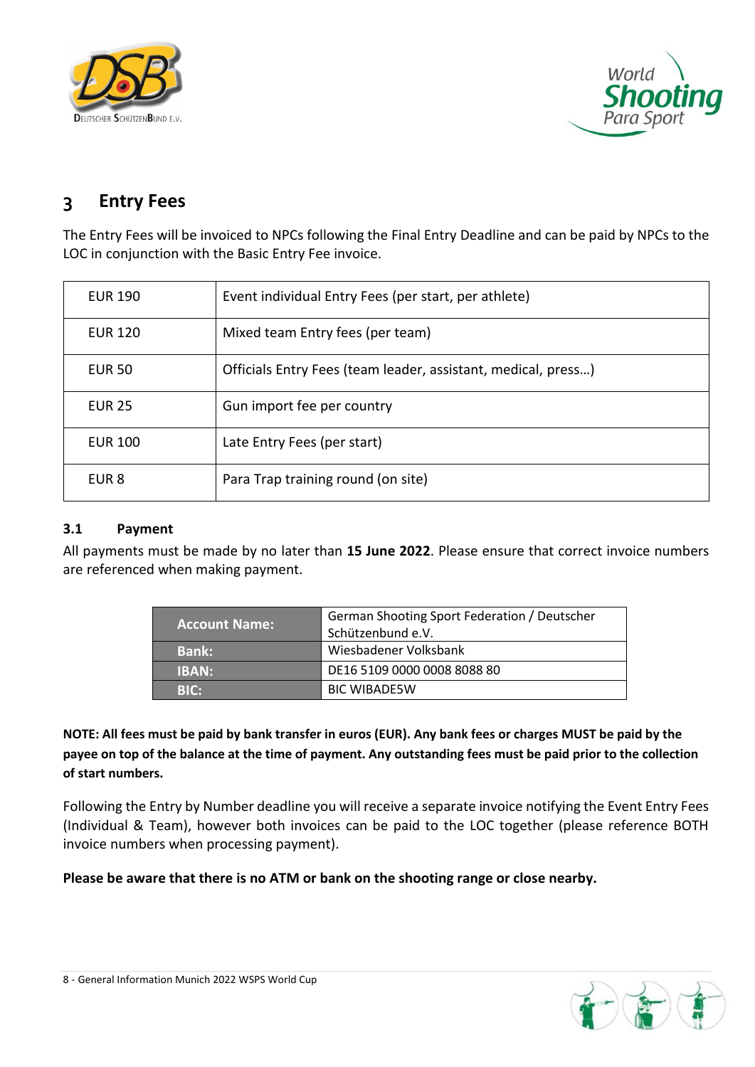# 3 Entry Fees

The Entry Fees will be invoiced to NPCs following the Final Entry Deadline and can be paid by NPCs to the LOC in conjunction with the Basic Entry Fee invoice.

| | |
|---|---|
| EUR 190 | Event individual Entry Fees (per start, per athlete) |
| EUR 120 | Mixed team Entry fees (per team) |
| EUR 50 | Officials Entry Fees (team leader, assistant, medical, press…) |
| EUR 25 | Gun import fee per country |
| EUR 100 | Late Entry Fees (per start) |
| EUR 8 | Para Trap training round (on site) |

## 3.1 Payment

All payments must be made by no later than **15 June 2022**. Please ensure that correct invoice numbers are referenced when making payment.

| | |
|---|---|
| **Account Name:** | German Shooting Sport Federation / Deutscher Schützenbund e.V. |
| **Bank:** | Wiesbadener Volksbank |
| **IBAN:** | DE16 5109 0000 0008 8088 80 |
| **BIC:** | BIC WIBADE5W |

**NOTE: All fees must be paid by bank transfer in euros (EUR). Any bank fees or charges MUST be paid by the payee on top of the balance at the time of payment. Any outstanding fees must be paid prior to the collection of start numbers.**

Following the Entry by Number deadline you will receive a separate invoice notifying the Event Entry Fees (Individual & Team), however both invoices can be paid to the LOC together (please reference BOTH invoice numbers when processing payment).

**Please be aware that there is no ATM or bank on the shooting range or close nearby.**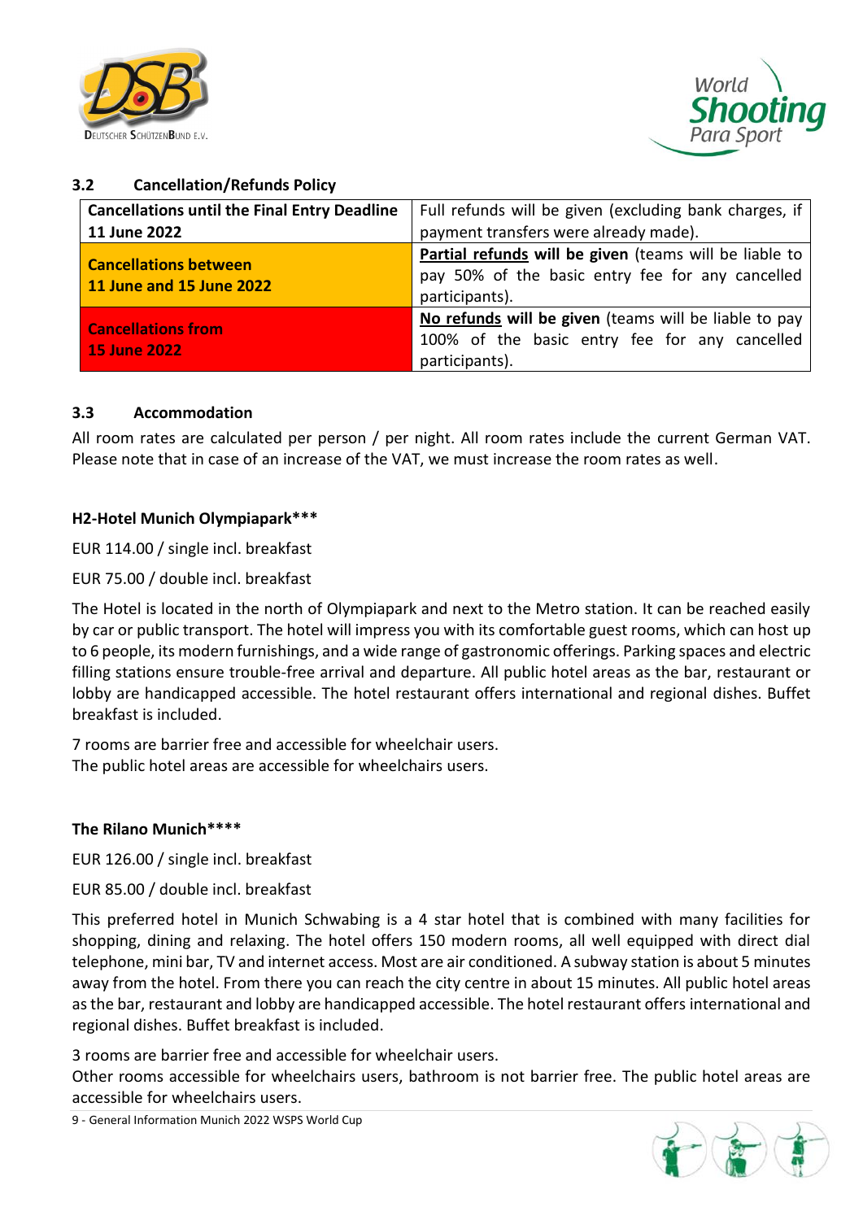### 3.2 Cancellation/Refunds Policy

| | |
|---|---|
| **Cancellations until the Final Entry Deadline 11 June 2022** | Full refunds will be given (excluding bank charges, if payment transfers were already made). |
| **Cancellations between 11 June and 15 June 2022** | **Partial refunds will be given** (teams will be liable to pay 50% of the basic entry fee for any cancelled participants). |
| **Cancellations from 15 June 2022** | **No refunds will be given** (teams will be liable to pay 100% of the basic entry fee for any cancelled participants). |

### 3.3 Accommodation

All room rates are calculated per person / per night. All room rates include the current German VAT. Please note that in case of an increase of the VAT, we must increase the room rates as well.

**H2-Hotel Munich Olympiapark*****

EUR 114.00 / single incl. breakfast

EUR 75.00 / double incl. breakfast

The Hotel is located in the north of Olympiapark and next to the Metro station. It can be reached easily by car or public transport. The hotel will impress you with its comfortable guest rooms, which can host up to 6 people, its modern furnishings, and a wide range of gastronomic offerings. Parking spaces and electric filling stations ensure trouble-free arrival and departure. All public hotel areas as the bar, restaurant or lobby are handicapped accessible. The hotel restaurant offers international and regional dishes. Buffet breakfast is included.

7 rooms are barrier free and accessible for wheelchair users.
The public hotel areas are accessible for wheelchairs users.

**The Rilano Munich******

EUR 126.00 / single incl. breakfast

EUR 85.00 / double incl. breakfast

This preferred hotel in Munich Schwabing is a 4 star hotel that is combined with many facilities for shopping, dining and relaxing. The hotel offers 150 modern rooms, all well equipped with direct dial telephone, mini bar, TV and internet access. Most are air conditioned. A subway station is about 5 minutes away from the hotel. From there you can reach the city centre in about 15 minutes. All public hotel areas as the bar, restaurant and lobby are handicapped accessible. The hotel restaurant offers international and regional dishes. Buffet breakfast is included.

3 rooms are barrier free and accessible for wheelchair users.
Other rooms accessible for wheelchairs users, bathroom is not barrier free. The public hotel areas are accessible for wheelchairs users.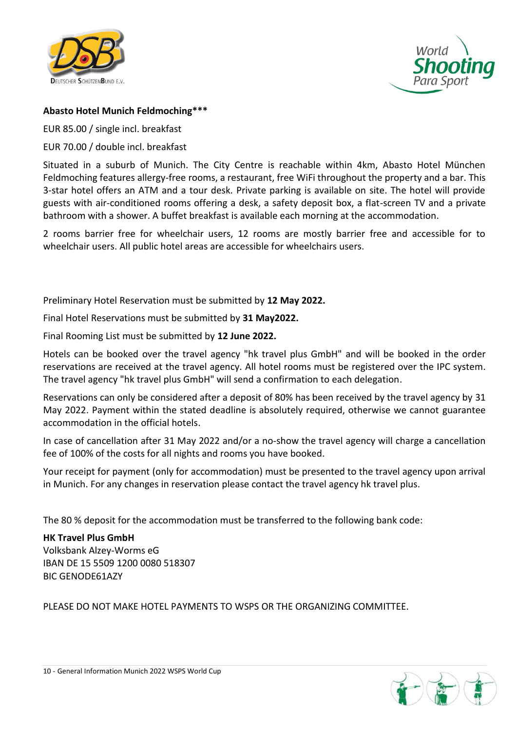**Abasto Hotel Munich Feldmoching*****

EUR 85.00 / single incl. breakfast

EUR 70.00 / double incl. breakfast

Situated in a suburb of Munich. The City Centre is reachable within 4km, Abasto Hotel München Feldmoching features allergy-free rooms, a restaurant, free WiFi throughout the property and a bar. This 3-star hotel offers an ATM and a tour desk. Private parking is available on site. The hotel will provide guests with air-conditioned rooms offering a desk, a safety deposit box, a flat-screen TV and a private bathroom with a shower. A buffet breakfast is available each morning at the accommodation.

2 rooms barrier free for wheelchair users, 12 rooms are mostly barrier free and accessible for to wheelchair users. All public hotel areas are accessible for wheelchairs users.

Preliminary Hotel Reservation must be submitted by **12 May 2022.**

Final Hotel Reservations must be submitted by **31 May2022.**

Final Rooming List must be submitted by **12 June 2022.**

Hotels can be booked over the travel agency "hk travel plus GmbH" and will be booked in the order reservations are received at the travel agency. All hotel rooms must be registered over the IPC system. The travel agency "hk travel plus GmbH" will send a confirmation to each delegation.

Reservations can only be considered after a deposit of 80% has been received by the travel agency by 31 May 2022. Payment within the stated deadline is absolutely required, otherwise we cannot guarantee accommodation in the official hotels.

In case of cancellation after 31 May 2022 and/or a no-show the travel agency will charge a cancellation fee of 100% of the costs for all nights and rooms you have booked.

Your receipt for payment (only for accommodation) must be presented to the travel agency upon arrival in Munich. For any changes in reservation please contact the travel agency hk travel plus.

The 80 % deposit for the accommodation must be transferred to the following bank code:

**HK Travel Plus GmbH**
Volksbank Alzey-Worms eG
IBAN DE 15 5509 1200 0080 518307
BIC GENODE61AZY

PLEASE DO NOT MAKE HOTEL PAYMENTS TO WSPS OR THE ORGANIZING COMMITTEE.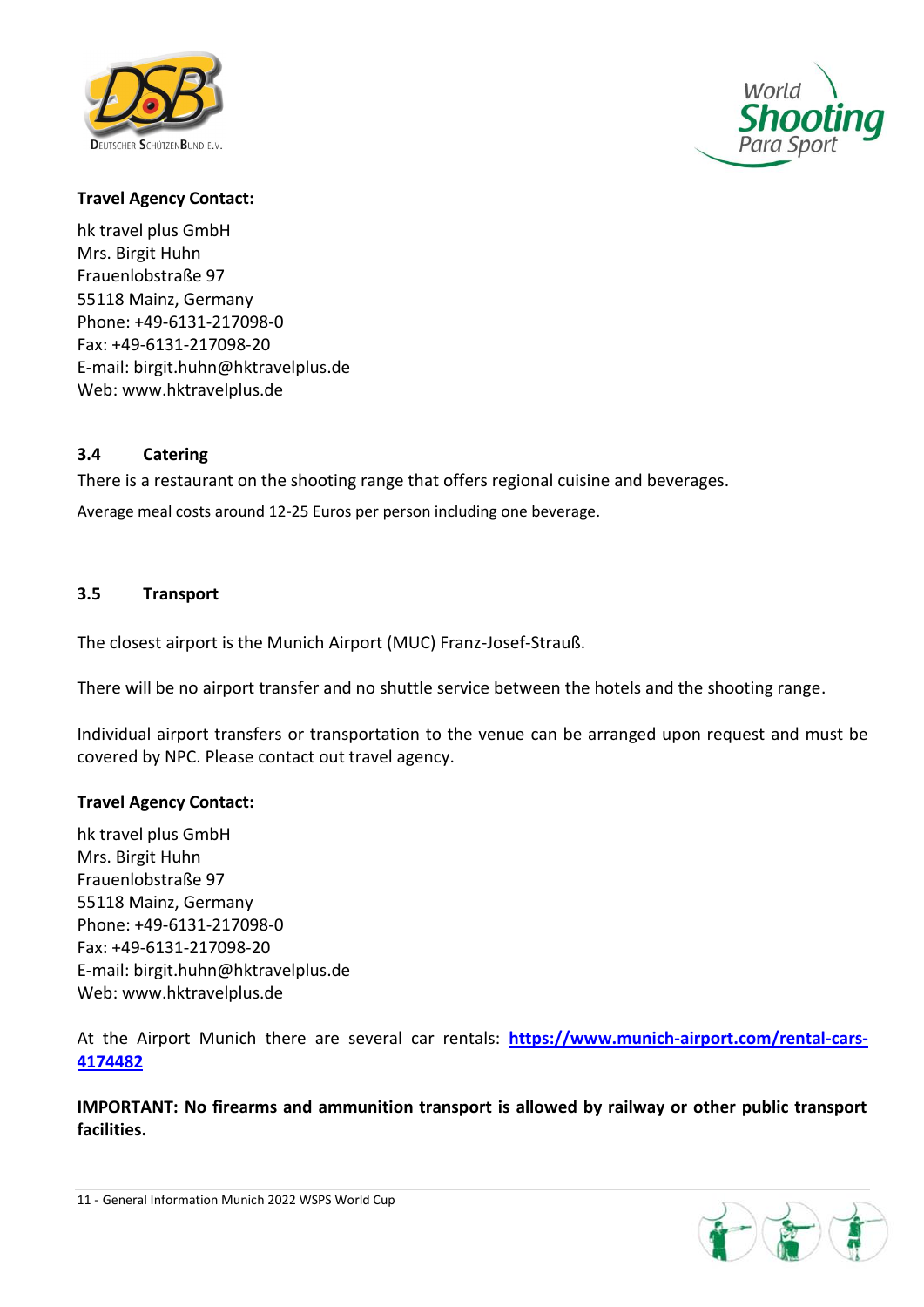**Travel Agency Contact:**

hk travel plus GmbH
Mrs. Birgit Huhn
Frauenlobstraße 97
55118 Mainz, Germany
Phone: +49-6131-217098-0
Fax: +49-6131-217098-20
E-mail: birgit.huhn@hktravelplus.de
Web: www.hktravelplus.de

### 3.4 Catering

There is a restaurant on the shooting range that offers regional cuisine and beverages.

Average meal costs around 12-25 Euros per person including one beverage.

### 3.5 Transport

The closest airport is the Munich Airport (MUC) Franz-Josef-Strauß.

There will be no airport transfer and no shuttle service between the hotels and the shooting range.

Individual airport transfers or transportation to the venue can be arranged upon request and must be covered by NPC. Please contact out travel agency.

**Travel Agency Contact:**

hk travel plus GmbH
Mrs. Birgit Huhn
Frauenlobstraße 97
55118 Mainz, Germany
Phone: +49-6131-217098-0
Fax: +49-6131-217098-20
E-mail: birgit.huhn@hktravelplus.de
Web: www.hktravelplus.de

At the Airport Munich there are several car rentals: **https://www.munich-airport.com/rental-cars-4174482**

**IMPORTANT: No firearms and ammunition transport is allowed by railway or other public transport facilities.**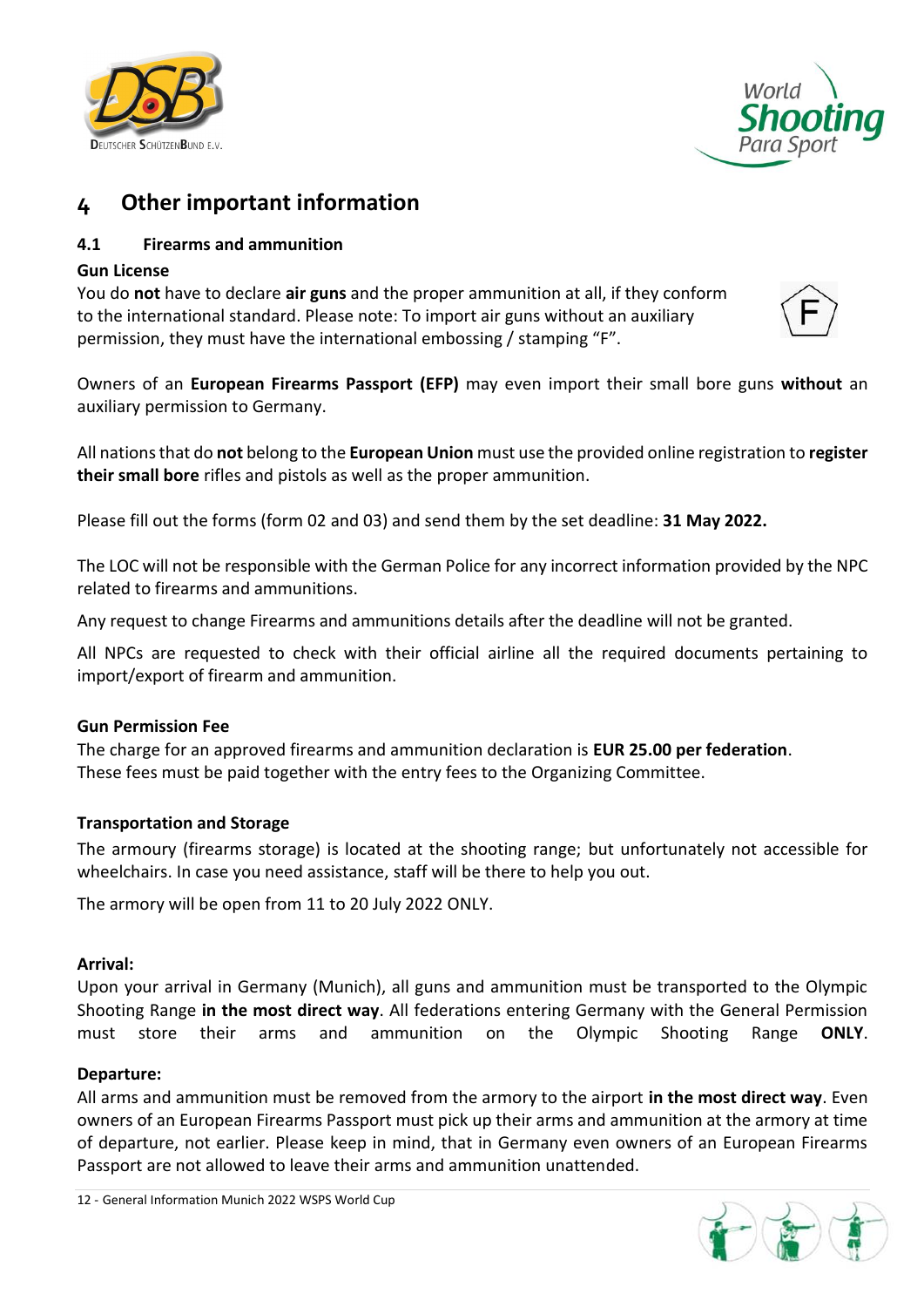# 4 Other important information

## 4.1 Firearms and ammunition

**Gun License**

You do **not** have to declare **air guns** and the proper ammunition at all, if they conform to the international standard. Please note: To import air guns without an auxiliary permission, they must have the international embossing / stamping "F".

Owners of an **European Firearms Passport (EFP)** may even import their small bore guns **without** an auxiliary permission to Germany.

All nations that do **not** belong to the **European Union** must use the provided online registration to **register their small bore** rifles and pistols as well as the proper ammunition.

Please fill out the forms (form 02 and 03) and send them by the set deadline: **31 May 2022.**

The LOC will not be responsible with the German Police for any incorrect information provided by the NPC related to firearms and ammunitions.

Any request to change Firearms and ammunitions details after the deadline will not be granted.

All NPCs are requested to check with their official airline all the required documents pertaining to import/export of firearm and ammunition.

**Gun Permission Fee**

The charge for an approved firearms and ammunition declaration is **EUR 25.00 per federation**. These fees must be paid together with the entry fees to the Organizing Committee.

**Transportation and Storage**

The armoury (firearms storage) is located at the shooting range; but unfortunately not accessible for wheelchairs. In case you need assistance, staff will be there to help you out.

The armory will be open from 11 to 20 July 2022 ONLY.

**Arrival:**

Upon your arrival in Germany (Munich), all guns and ammunition must be transported to the Olympic Shooting Range **in the most direct way**. All federations entering Germany with the General Permission must store their arms and ammunition on the Olympic Shooting Range **ONLY**.

**Departure:**

All arms and ammunition must be removed from the armory to the airport **in the most direct way**. Even owners of an European Firearms Passport must pick up their arms and ammunition at the armory at time of departure, not earlier. Please keep in mind, that in Germany even owners of an European Firearms Passport are not allowed to leave their arms and ammunition unattended.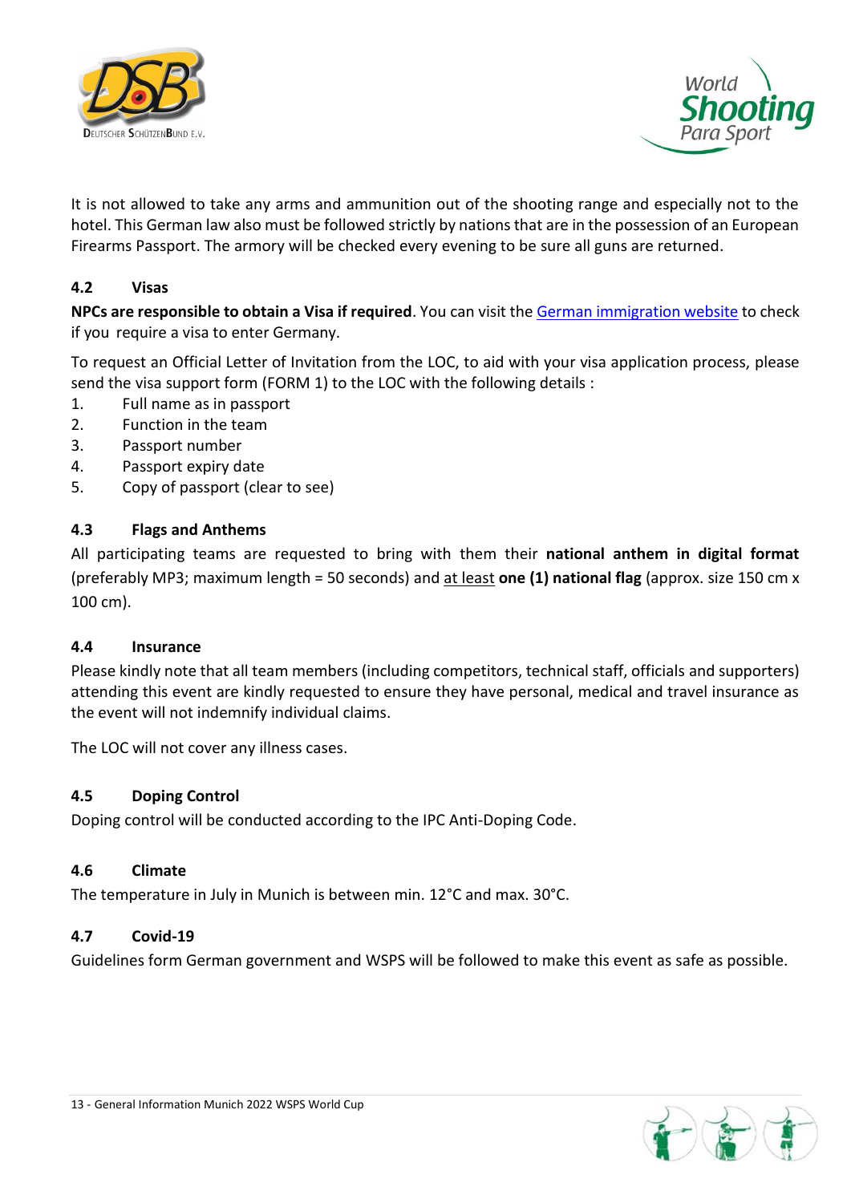It is not allowed to take any arms and ammunition out of the shooting range and especially not to the hotel. This German law also must be followed strictly by nations that are in the possession of an European Firearms Passport. The armory will be checked every evening to be sure all guns are returned.

### 4.2 Visas

**NPCs are responsible to obtain a Visa if required**. You can visit the German immigration website to check if you require a visa to enter Germany.

To request an Official Letter of Invitation from the LOC, to aid with your visa application process, please send the visa support form (FORM 1) to the LOC with the following details :

1. Full name as in passport
2. Function in the team
3. Passport number
4. Passport expiry date
5. Copy of passport (clear to see)

### 4.3 Flags and Anthems

All participating teams are requested to bring with them their **national anthem in digital format** (preferably MP3; maximum length = 50 seconds) and at least **one (1) national flag** (approx. size 150 cm x 100 cm).

### 4.4 Insurance

Please kindly note that all team members (including competitors, technical staff, officials and supporters) attending this event are kindly requested to ensure they have personal, medical and travel insurance as the event will not indemnify individual claims.

The LOC will not cover any illness cases.

### 4.5 Doping Control

Doping control will be conducted according to the IPC Anti-Doping Code.

### 4.6 Climate

The temperature in July in Munich is between min. 12°C and max. 30°C.

### 4.7 Covid-19

Guidelines form German government and WSPS will be followed to make this event as safe as possible.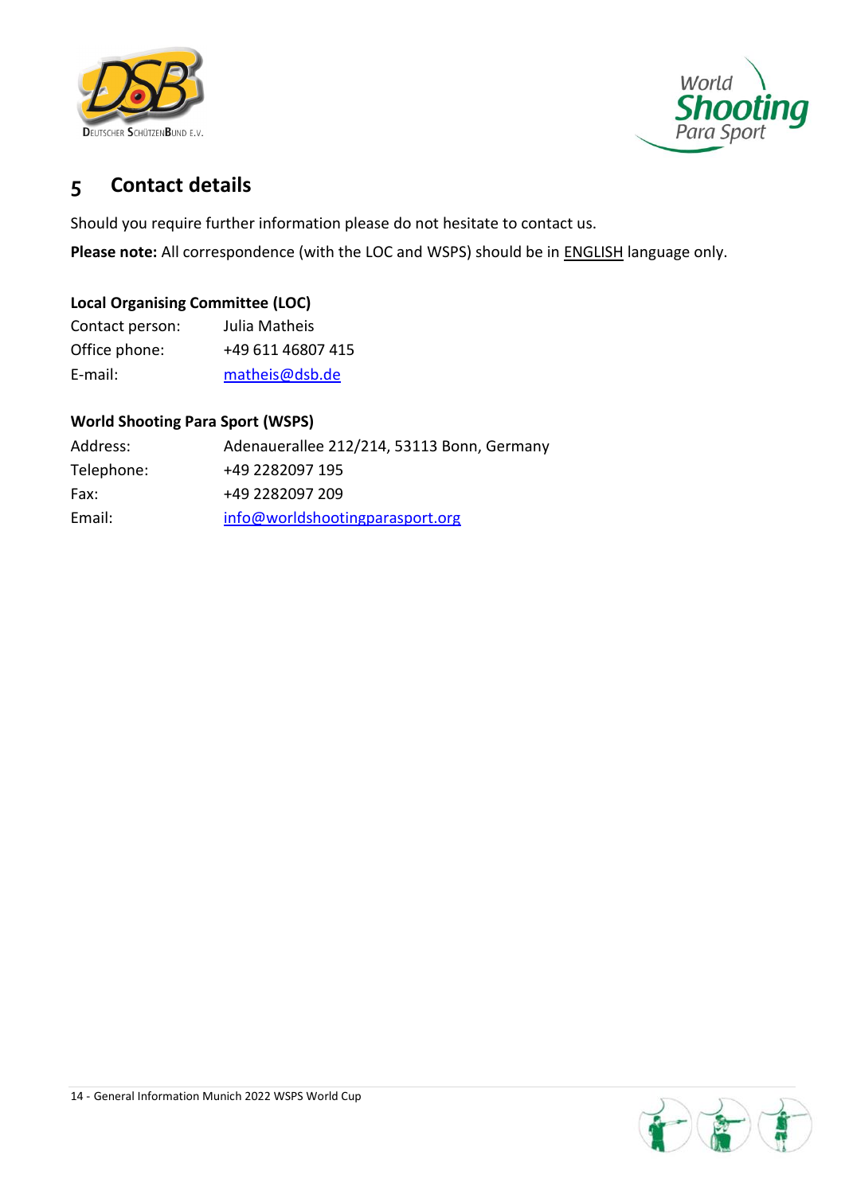## 5 Contact details

Should you require further information please do not hesitate to contact us.

**Please note:** All correspondence (with the LOC and WSPS) should be in ENGLISH language only.

**Local Organising Committee (LOC)**

| | |
|---|---|
| Contact person: | Julia Matheis |
| Office phone: | +49 611 46807 415 |
| E-mail: | matheis@dsb.de |

**World Shooting Para Sport (WSPS)**

| | |
|---|---|
| Address: | Adenauerallee 212/214, 53113 Bonn, Germany |
| Telephone: | +49 2282097 195 |
| Fax: | +49 2282097 209 |
| Email: | info@worldshootingparasport.org |